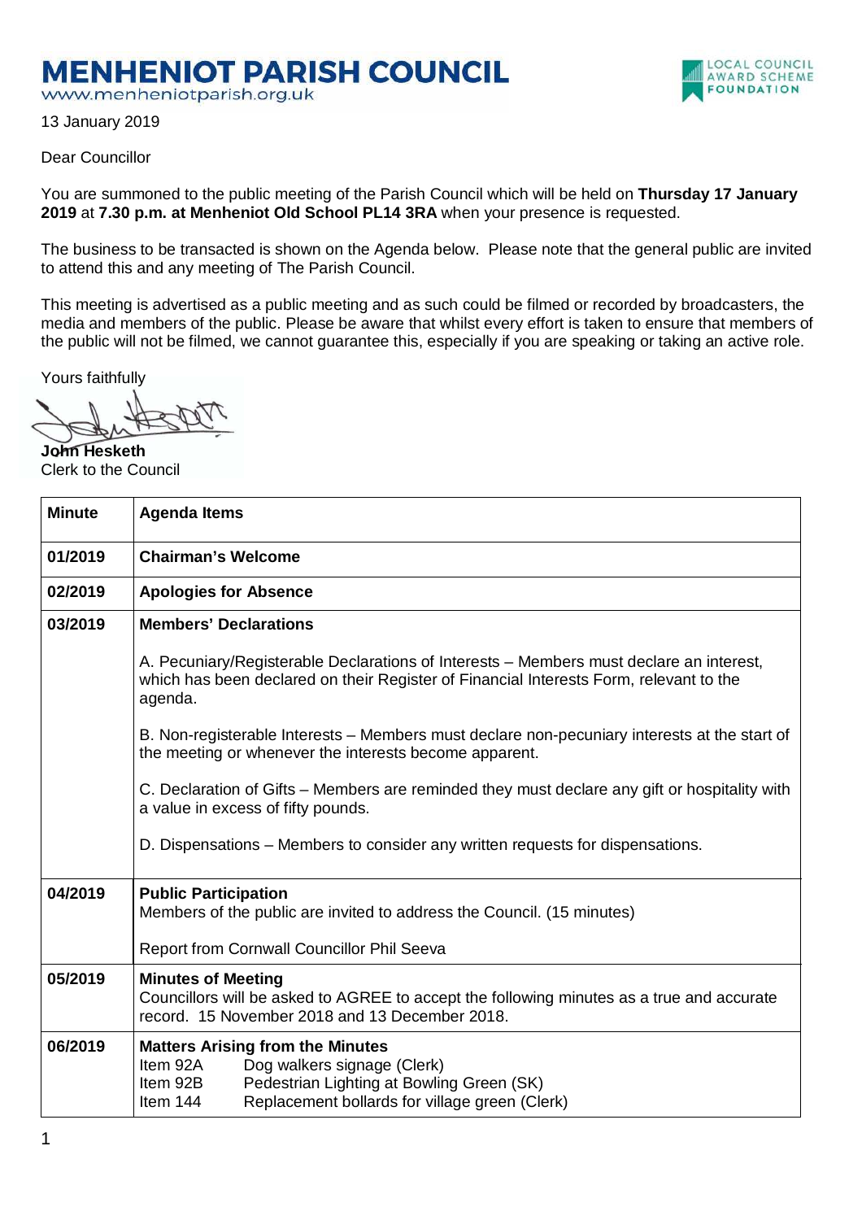# MENHENIOT PARISH COUNCIL

www.menheniotparish.org.uk

LOCAL COUNCIL AWARD SCHEME FOUNDATION

13 January 2019

Dear Councillor

You are summoned to the public meeting of the Parish Council which will be held on **Thursday 17 January 2019** at **7.30 p.m. at Menheniot Old School PL14 3RA** when your presence is requested.

The business to be transacted is shown on the Agenda below. Please note that the general public are invited to attend this and any meeting of The Parish Council.

This meeting is advertised as a public meeting and as such could be filmed or recorded by broadcasters, the media and members of the public. Please be aware that whilst every effort is taken to ensure that members of the public will not be filmed, we cannot guarantee this, especially if you are speaking or taking an active role.

Yours faithfully

**John Hesketh**
Clerk to the Council

| Minute | Agenda Items |
|---|---|
| 01/2019 | **Chairman's Welcome** |
| 02/2019 | **Apologies for Absence** |
| 03/2019 | **Members' Declarations**<br><br>A. Pecuniary/Registerable Declarations of Interests – Members must declare an interest, which has been declared on their Register of Financial Interests Form, relevant to the agenda.<br><br>B. Non-registerable Interests – Members must declare non-pecuniary interests at the start of the meeting or whenever the interests become apparent.<br><br>C. Declaration of Gifts – Members are reminded they must declare any gift or hospitality with a value in excess of fifty pounds.<br><br>D. Dispensations – Members to consider any written requests for dispensations. |
| 04/2019 | **Public Participation**<br>Members of the public are invited to address the Council. (15 minutes)<br><br>Report from Cornwall Councillor Phil Seeva |
| 05/2019 | **Minutes of Meeting**<br>Councillors will be asked to AGREE to accept the following minutes as a true and accurate record. 15 November 2018 and 13 December 2018. |
| 06/2019 | **Matters Arising from the Minutes**<br>Item 92A Dog walkers signage (Clerk)<br>Item 92B Pedestrian Lighting at Bowling Green (SK)<br>Item 144 Replacement bollards for village green (Clerk) |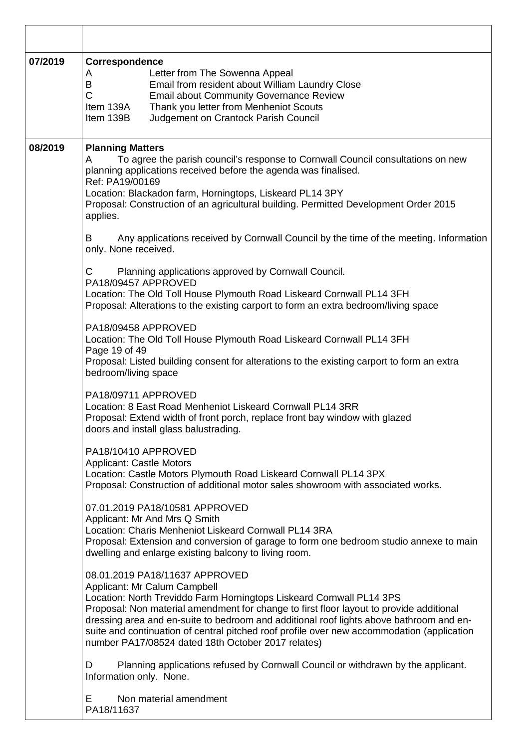| | |
|---|---|
| | |
| 07/2019 | **Correspondence**<br>A Letter from The Sowenna Appeal<br>B Email from resident about William Laundry Close<br>C Email about Community Governance Review<br>Item 139A Thank you letter from Menheniot Scouts<br>Item 139B Judgement on Crantock Parish Council |
| 08/2019 | **Planning Matters**<br>A To agree the parish council's response to Cornwall Council consultations on new planning applications received before the agenda was finalised.<br>Ref: PA19/00169<br>Location: Blackadon farm, Horningtops, Liskeard PL14 3PY<br>Proposal: Construction of an agricultural building. Permitted Development Order 2015 applies.<br><br>B Any applications received by Cornwall Council by the time of the meeting. Information only. None received.<br><br>C Planning applications approved by Cornwall Council.<br>PA18/09457 APPROVED<br>Location: The Old Toll House Plymouth Road Liskeard Cornwall PL14 3FH<br>Proposal: Alterations to the existing carport to form an extra bedroom/living space<br><br>PA18/09458 APPROVED<br>Location: The Old Toll House Plymouth Road Liskeard Cornwall PL14 3FH<br>Proposal: Listed building consent for alterations to the existing carport to form an extra bedroom/living space<br><br>PA18/09711 APPROVED<br>Location: 8 East Road Menheniot Liskeard Cornwall PL14 3RR<br>Proposal: Extend width of front porch, replace front bay window with glazed doors and install glass balustrading.<br><br>PA18/10410 APPROVED<br>Applicant: Castle Motors<br>Location: Castle Motors Plymouth Road Liskeard Cornwall PL14 3PX<br>Proposal: Construction of additional motor sales showroom with associated works.<br><br>07.01.2019 PA18/10581 APPROVED<br>Applicant: Mr And Mrs Q Smith<br>Location: Charis Menheniot Liskeard Cornwall PL14 3RA<br>Proposal: Extension and conversion of garage to form one bedroom studio annexe to main dwelling and enlarge existing balcony to living room.<br><br>08.01.2019 PA18/11637 APPROVED<br>Applicant: Mr Calum Campbell<br>Location: North Treviddo Farm Horningtops Liskeard Cornwall PL14 3PS<br>Proposal: Non material amendment for change to first floor layout to provide additional dressing area and en-suite to bedroom and additional roof lights above bathroom and en-suite and continuation of central pitched roof profile over new accommodation (application number PA17/08524 dated 18th October 2017 relates)<br><br>D Planning applications refused by Cornwall Council or withdrawn by the applicant. Information only. None.<br><br>E Non material amendment<br>PA18/11637 |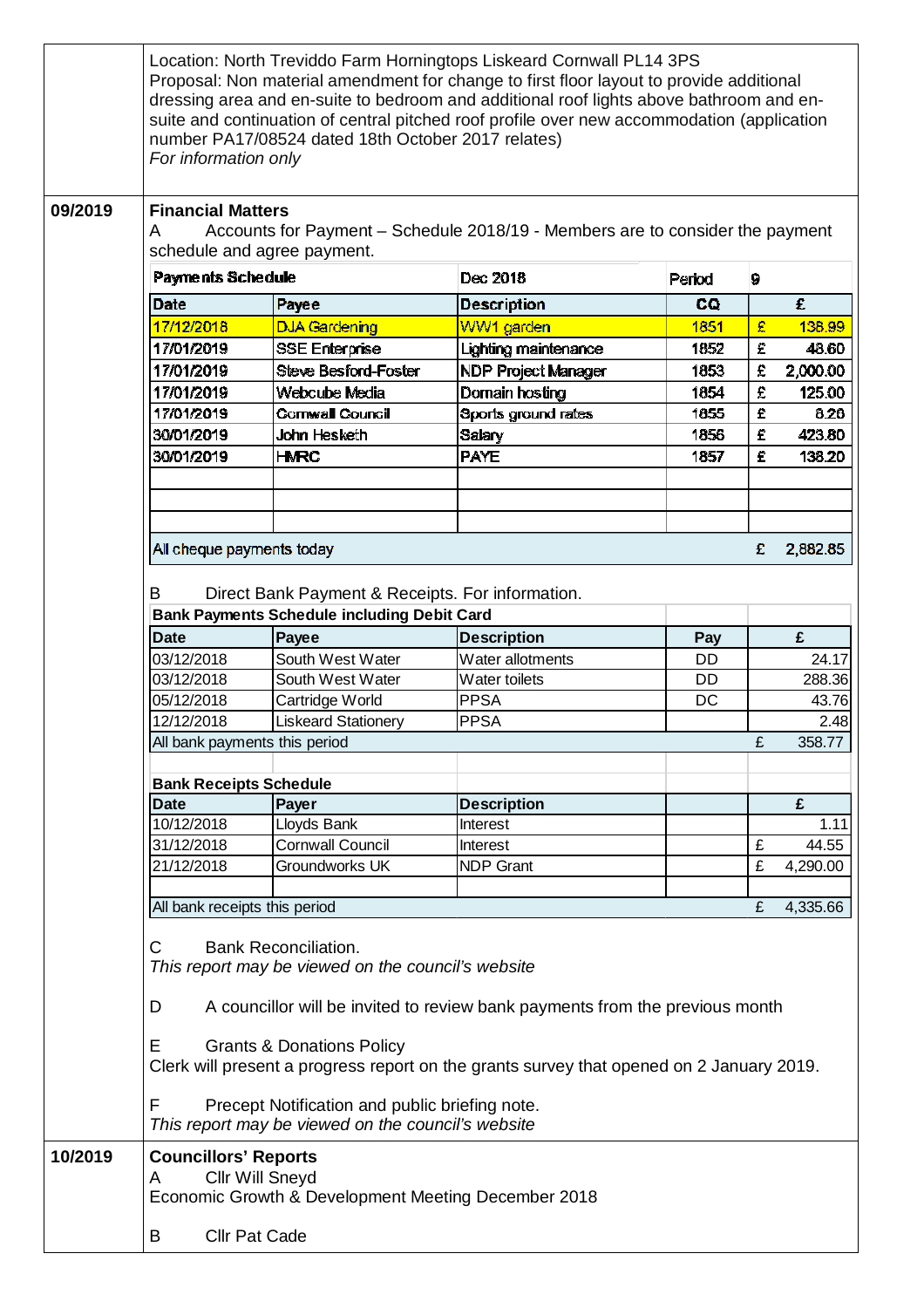Location: North Treviddo Farm Horningtops Liskeard Cornwall PL14 3PS
Proposal: Non material amendment for change to first floor layout to provide additional dressing area and en-suite to bedroom and additional roof lights above bathroom and en-suite and continuation of central pitched roof profile over new accommodation (application number PA17/08524 dated 18th October 2017 relates)
*For information only*

**09/2019**

**Financial Matters**

A Accounts for Payment – Schedule 2018/19 - Members are to consider the payment schedule and agree payment.

| Payments Schedule | | Dec 2018 | Period | 9 |
|---|---|---|---|---|
| **Date** | **Payee** | **Description** | **CQ** | **£** |
| 17/12/2018 | DJA Gardening | WW1 garden | 1851 | £ 136.99 |
| 17/01/2019 | SSE Enterprise | Lighting maintenance | 1852 | £ 48.60 |
| 17/01/2019 | Steve Besford-Foster | NDP Project Manager | 1853 | £ 2,000.00 |
| 17/01/2019 | Webcube Media | Domain hosting | 1854 | £ 125.00 |
| 17/01/2019 | Cornwall Council | Sports ground rates | 1855 | £ 8.26 |
| 30/01/2019 | John Hesketh | Salary | 1856 | £ 423.80 |
| 30/01/2019 | HMRC | PAYE | 1857 | £ 138.20 |
| | | | | |
| | | | | |
| | | | | |
| All cheque payments today | | | | £ 2,882.85 |

B Direct Bank Payment & Receipts. For information.

| Bank Payments Schedule including Debit Card | | | | |
|---|---|---|---|---|
| **Date** | **Payee** | **Description** | **Pay** | **£** |
| 03/12/2018 | South West Water | Water allotments | DD | 24.17 |
| 03/12/2018 | South West Water | Water toilets | DD | 288.36 |
| 05/12/2018 | Cartridge World | PPSA | DC | 43.76 |
| 12/12/2018 | Liskeard Stationery | PPSA | | 2.48 |
| All bank payments this period | | | | £ 358.77 |

| Bank Receipts Schedule | | | | |
|---|---|---|---|---|
| **Date** | **Payer** | **Description** | | **£** |
| 10/12/2018 | Lloyds Bank | Interest | | 1.11 |
| 31/12/2018 | Cornwall Council | Interest | | £ 44.55 |
| 21/12/2018 | Groundworks UK | NDP Grant | | £ 4,290.00 |
| | | | | |
| All bank receipts this period | | | | £ 4,335.66 |

C Bank Reconciliation.
*This report may be viewed on the council's website*

D A councillor will be invited to review bank payments from the previous month

E Grants & Donations Policy
Clerk will present a progress report on the grants survey that opened on 2 January 2019.

F Precept Notification and public briefing note.
*This report may be viewed on the council's website*

**10/2019**

**Councillors' Reports**

A Cllr Will Sneyd
Economic Growth & Development Meeting December 2018

B Cllr Pat Cade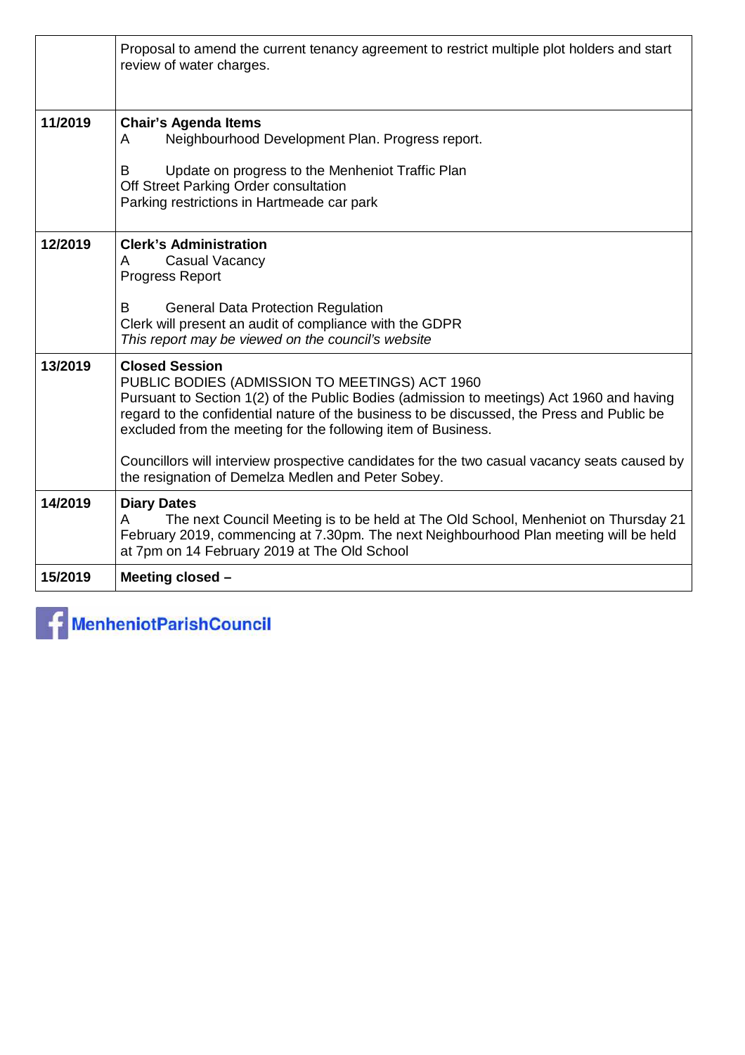| | |
|---|---|
| | Proposal to amend the current tenancy agreement to restrict multiple plot holders and start review of water charges. |
| **11/2019** | **Chair's Agenda Items**<br>A Neighbourhood Development Plan. Progress report.<br><br>B Update on progress to the Menheniot Traffic Plan<br>Off Street Parking Order consultation<br>Parking restrictions in Hartmeade car park |
| **12/2019** | **Clerk's Administration**<br>A Casual Vacancy<br>Progress Report<br><br>B General Data Protection Regulation<br>Clerk will present an audit of compliance with the GDPR<br>*This report may be viewed on the council's website* |
| **13/2019** | **Closed Session**<br>PUBLIC BODIES (ADMISSION TO MEETINGS) ACT 1960<br>Pursuant to Section 1(2) of the Public Bodies (admission to meetings) Act 1960 and having regard to the confidential nature of the business to be discussed, the Press and Public be excluded from the meeting for the following item of Business.<br><br>Councillors will interview prospective candidates for the two casual vacancy seats caused by the resignation of Demelza Medlen and Peter Sobey. |
| **14/2019** | **Diary Dates**<br>A The next Council Meeting is to be held at The Old School, Menheniot on Thursday 21 February 2019, commencing at 7.30pm. The next Neighbourhood Plan meeting will be held at 7pm on 14 February 2019 at The Old School |
| **15/2019** | **Meeting closed –** |

MenheniotParishCouncil